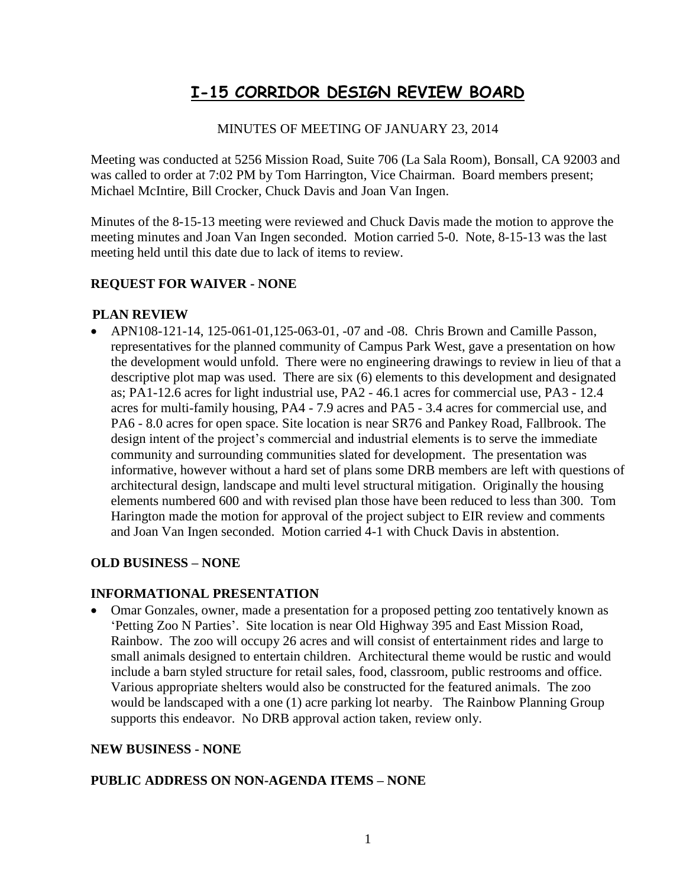# I-15 CORRIDOR DESIGN REVIEW BOARD

MINUTES OF MEETING OF JANUARY 23, 2014

Meeting was conducted at 5256 Mission Road, Suite 706 (La Sala Room), Bonsall, CA 92003 and was called to order at 7:02 PM by Tom Harrington, Vice Chairman. Board members present; Michael McIntire, Bill Crocker, Chuck Davis and Joan Van Ingen.

Minutes of the 8-15-13 meeting were reviewed and Chuck Davis made the motion to approve the meeting minutes and Joan Van Ingen seconded. Motion carried 5-0. Note, 8-15-13 was the last meeting held until this date due to lack of items to review.

**REQUEST FOR WAIVER - NONE**

**PLAN REVIEW**

- APN108-121-14, 125-061-01,125-063-01, -07 and -08. Chris Brown and Camille Passon, representatives for the planned community of Campus Park West, gave a presentation on how the development would unfold. There were no engineering drawings to review in lieu of that a descriptive plot map was used. There are six (6) elements to this development and designated as; PA1-12.6 acres for light industrial use, PA2 - 46.1 acres for commercial use, PA3 - 12.4 acres for multi-family housing, PA4 - 7.9 acres and PA5 - 3.4 acres for commercial use, and PA6 - 8.0 acres for open space. Site location is near SR76 and Pankey Road, Fallbrook. The design intent of the project's commercial and industrial elements is to serve the immediate community and surrounding communities slated for development. The presentation was informative, however without a hard set of plans some DRB members are left with questions of architectural design, landscape and multi level structural mitigation. Originally the housing elements numbered 600 and with revised plan those have been reduced to less than 300. Tom Harington made the motion for approval of the project subject to EIR review and comments and Joan Van Ingen seconded. Motion carried 4-1 with Chuck Davis in abstention.

**OLD BUSINESS – NONE**

**INFORMATIONAL PRESENTATION**

- Omar Gonzales, owner, made a presentation for a proposed petting zoo tentatively known as 'Petting Zoo N Parties'. Site location is near Old Highway 395 and East Mission Road, Rainbow. The zoo will occupy 26 acres and will consist of entertainment rides and large to small animals designed to entertain children. Architectural theme would be rustic and would include a barn styled structure for retail sales, food, classroom, public restrooms and office. Various appropriate shelters would also be constructed for the featured animals. The zoo would be landscaped with a one (1) acre parking lot nearby. The Rainbow Planning Group supports this endeavor. No DRB approval action taken, review only.

**NEW BUSINESS - NONE**

**PUBLIC ADDRESS ON NON-AGENDA ITEMS – NONE**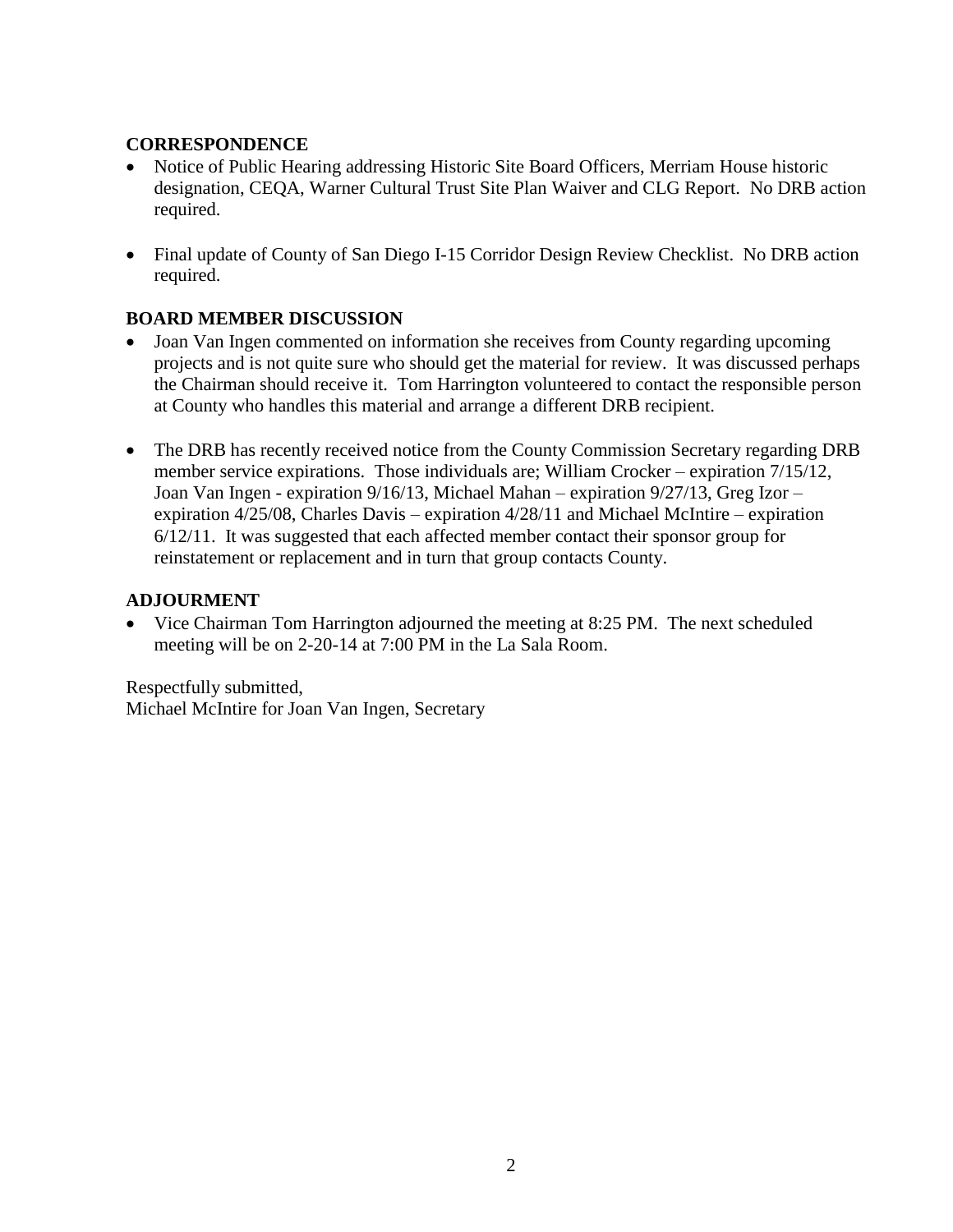## CORRESPONDENCE

- Notice of Public Hearing addressing Historic Site Board Officers, Merriam House historic designation, CEQA, Warner Cultural Trust Site Plan Waiver and CLG Report. No DRB action required.

- Final update of County of San Diego I-15 Corridor Design Review Checklist. No DRB action required.

## BOARD MEMBER DISCUSSION

- Joan Van Ingen commented on information she receives from County regarding upcoming projects and is not quite sure who should get the material for review. It was discussed perhaps the Chairman should receive it. Tom Harrington volunteered to contact the responsible person at County who handles this material and arrange a different DRB recipient.

- The DRB has recently received notice from the County Commission Secretary regarding DRB member service expirations. Those individuals are; William Crocker – expiration 7/15/12, Joan Van Ingen - expiration 9/16/13, Michael Mahan – expiration 9/27/13, Greg Izor – expiration 4/25/08, Charles Davis – expiration 4/28/11 and Michael McIntire – expiration 6/12/11. It was suggested that each affected member contact their sponsor group for reinstatement or replacement and in turn that group contacts County.

## ADJOURMENT

- Vice Chairman Tom Harrington adjourned the meeting at 8:25 PM. The next scheduled meeting will be on 2-20-14 at 7:00 PM in the La Sala Room.

Respectfully submitted,
Michael McIntire for Joan Van Ingen, Secretary